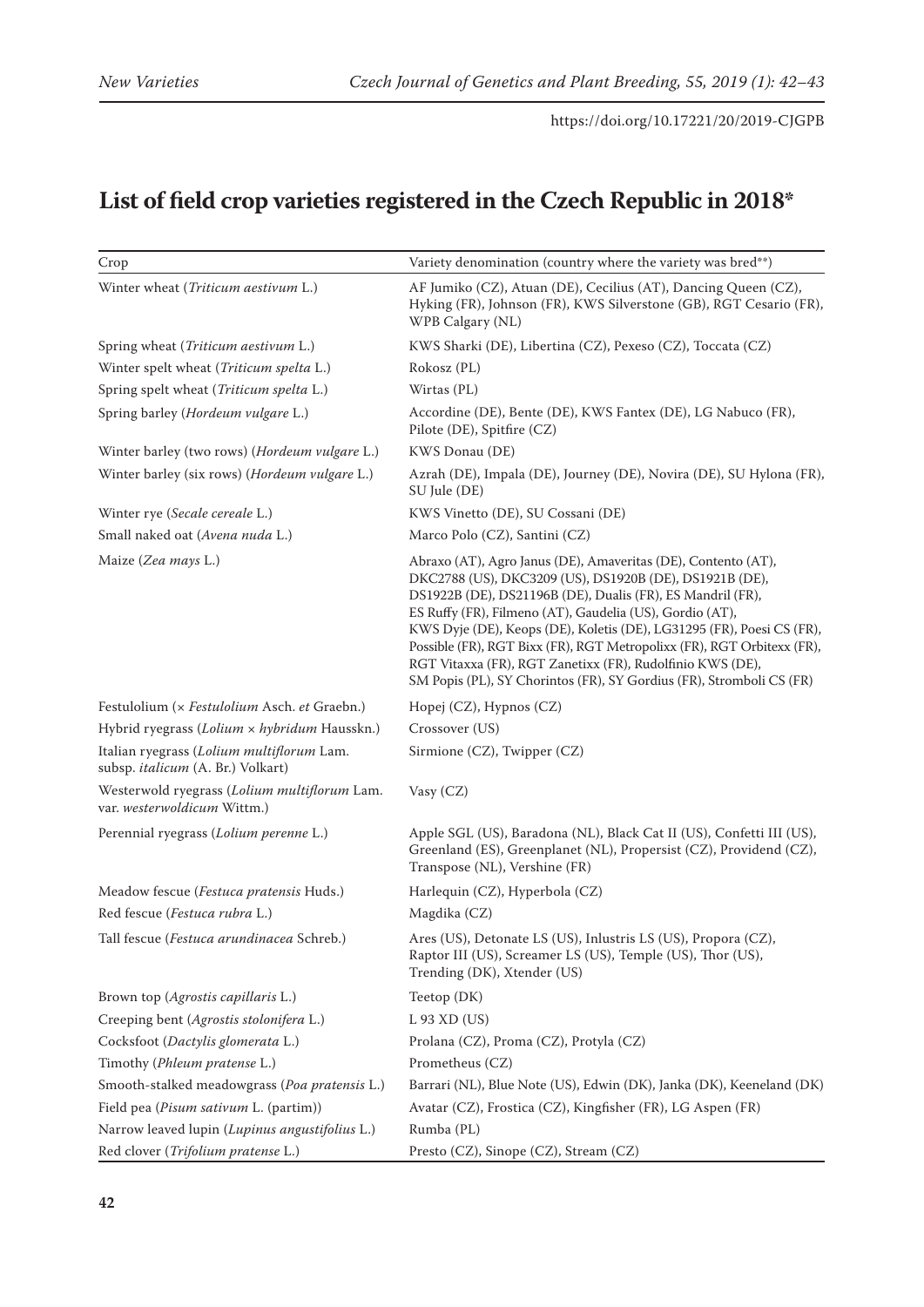# List of field crop varieties registered in the Czech Republic in 2018*

| Crop | Variety denomination (country where the variety was bred**) |
|---|---|
| Winter wheat (*Triticum aestivum* L.) | AF Jumiko (CZ), Atuan (DE), Cecilius (AT), Dancing Queen (CZ), Hyking (FR), Johnson (FR), KWS Silverstone (GB), RGT Cesario (FR), WPB Calgary (NL) |
| Spring wheat (*Triticum aestivum* L.) | KWS Sharki (DE), Libertina (CZ), Pexeso (CZ), Toccata (CZ) |
| Winter spelt wheat (*Triticum spelta* L.) | Rokosz (PL) |
| Spring spelt wheat (*Triticum spelta* L.) | Wirtas (PL) |
| Spring barley (*Hordeum vulgare* L.) | Accordine (DE), Bente (DE), KWS Fantex (DE), LG Nabuco (FR), Pilote (DE), Spitfire (CZ) |
| Winter barley (two rows) (*Hordeum vulgare* L.) | KWS Donau (DE) |
| Winter barley (six rows) (*Hordeum vulgare* L.) | Azrah (DE), Impala (DE), Journey (DE), Novira (DE), SU Hylona (FR), SU Jule (DE) |
| Winter rye (*Secale cereale* L.) | KWS Vinetto (DE), SU Cossani (DE) |
| Small naked oat (*Avena nuda* L.) | Marco Polo (CZ), Santini (CZ) |
| Maize (*Zea mays* L.) | Abraxo (AT), Agro Janus (DE), Amaveritas (DE), Contento (AT), DKC2788 (US), DKC3209 (US), DS1920B (DE), DS1921B (DE), DS1922B (DE), DS21196B (DE), Dualis (FR), ES Mandril (FR), ES Ruffy (FR), Filmeno (AT), Gaudelia (US), Gordio (AT), KWS Dyje (DE), Keops (DE), Koletis (DE), LG31295 (FR), Poesi CS (FR), Possible (FR), RGT Bixx (FR), RGT Metropolixx (FR), RGT Orbitexx (FR), RGT Vitaxxa (FR), RGT Zanetixx (FR), Rudolfinio KWS (DE), SM Popis (PL), SY Chorintos (FR), SY Gordius (FR), Stromboli CS (FR) |
| Festulolium (× *Festulolium* Asch. *et* Graebn.) | Hopej (CZ), Hypnos (CZ) |
| Hybrid ryegrass (*Lolium* × *hybridum* Hausskn.) | Crossover (US) |
| Italian ryegrass (*Lolium multiflorum* Lam. subsp. *italicum* (A. Br.) Volkart) | Sirmione (CZ), Twipper (CZ) |
| Westerwold ryegrass (*Lolium multiflorum* Lam. var. *westerwoldicum* Wittm.) | Vasy (CZ) |
| Perennial ryegrass (*Lolium perenne* L.) | Apple SGL (US), Baradona (NL), Black Cat II (US), Confetti III (US), Greenland (ES), Greenplanet (NL), Propersist (CZ), Providend (CZ), Transpose (NL), Vershine (FR) |
| Meadow fescue (*Festuca pratensis* Huds.) | Harlequin (CZ), Hyperbola (CZ) |
| Red fescue (*Festuca rubra* L.) | Magdika (CZ) |
| Tall fescue (*Festuca arundinacea* Schreb.) | Ares (US), Detonate LS (US), Inlustris LS (US), Propora (CZ), Raptor III (US), Screamer LS (US), Temple (US), Thor (US), Trending (DK), Xtender (US) |
| Brown top (*Agrostis capillaris* L.) | Teetop (DK) |
| Creeping bent (*Agrostis stolonifera* L.) | L 93 XD (US) |
| Cocksfoot (*Dactylis glomerata* L.) | Prolana (CZ), Proma (CZ), Protyla (CZ) |
| Timothy (*Phleum pratense* L.) | Prometheus (CZ) |
| Smooth-stalked meadowgrass (*Poa pratensis* L.) | Barrari (NL), Blue Note (US), Edwin (DK), Janka (DK), Keeneland (DK) |
| Field pea (*Pisum sativum* L. (partim)) | Avatar (CZ), Frostica (CZ), Kingfisher (FR), LG Aspen (FR) |
| Narrow leaved lupin (*Lupinus angustifolius* L.) | Rumba (PL) |
| Red clover (*Trifolium pratense* L.) | Presto (CZ), Sinope (CZ), Stream (CZ) |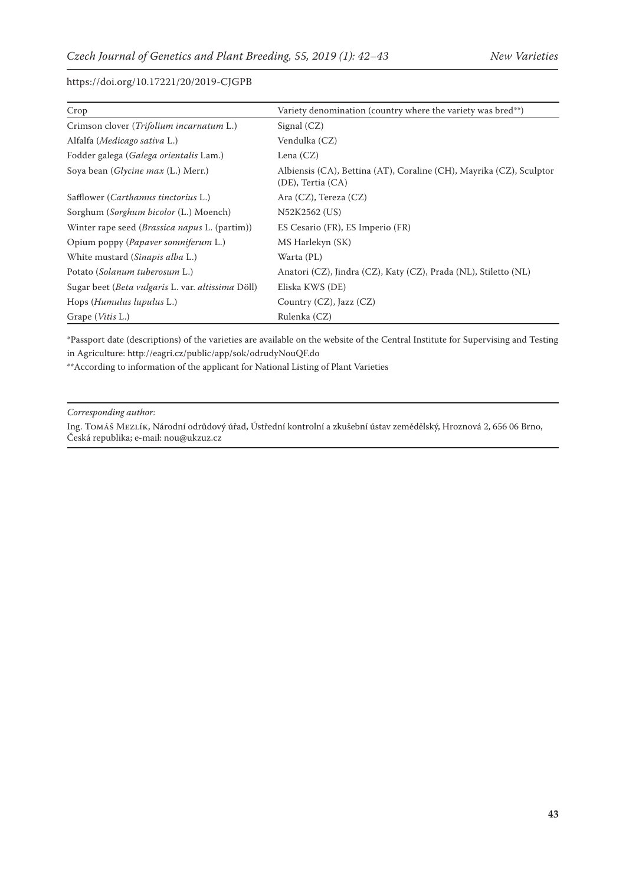| Crop | Variety denomination (country where the variety was bred**) |
|---|---|
| Crimson clover (*Trifolium incarnatum* L.) | Signal (CZ) |
| Alfalfa (*Medicago sativa* L.) | Vendulka (CZ) |
| Fodder galega (*Galega orientalis* Lam.) | Lena (CZ) |
| Soya bean (*Glycine max* (L.) Merr.) | Albiensis (CA), Bettina (AT), Coraline (CH), Mayrika (CZ), Sculptor (DE), Tertia (CA) |
| Safflower (*Carthamus tinctorius* L.) | Ara (CZ), Tereza (CZ) |
| Sorghum (*Sorghum bicolor* (L.) Moench) | N52K2562 (US) |
| Winter rape seed (*Brassica napus* L. (partim)) | ES Cesario (FR), ES Imperio (FR) |
| Opium poppy (*Papaver somniferum* L.) | MS Harlekyn (SK) |
| White mustard (*Sinapis alba* L.) | Warta (PL) |
| Potato (*Solanum tuberosum* L.) | Anatori (CZ), Jindra (CZ), Katy (CZ), Prada (NL), Stiletto (NL) |
| Sugar beet (*Beta vulgaris* L. var. *altissima* Döll) | Eliska KWS (DE) |
| Hops (*Humulus lupulus* L.) | Country (CZ), Jazz (CZ) |
| Grape (*Vitis* L.) | Rulenka (CZ) |

*Passport date (descriptions) of the varieties are available on the website of the Central Institute for Supervising and Testing in Agriculture: http://eagri.cz/public/app/sok/odrudyNouQF.do

**According to information of the applicant for National Listing of Plant Varieties

*Corresponding author:*

Ing. Tomáš Mezlík, Národní odrůdový úřad, Ústřední kontrolní a zkušební ústav zemědělský, Hroznová 2, 656 06 Brno, Česká republika; e-mail: nou@ukzuz.cz